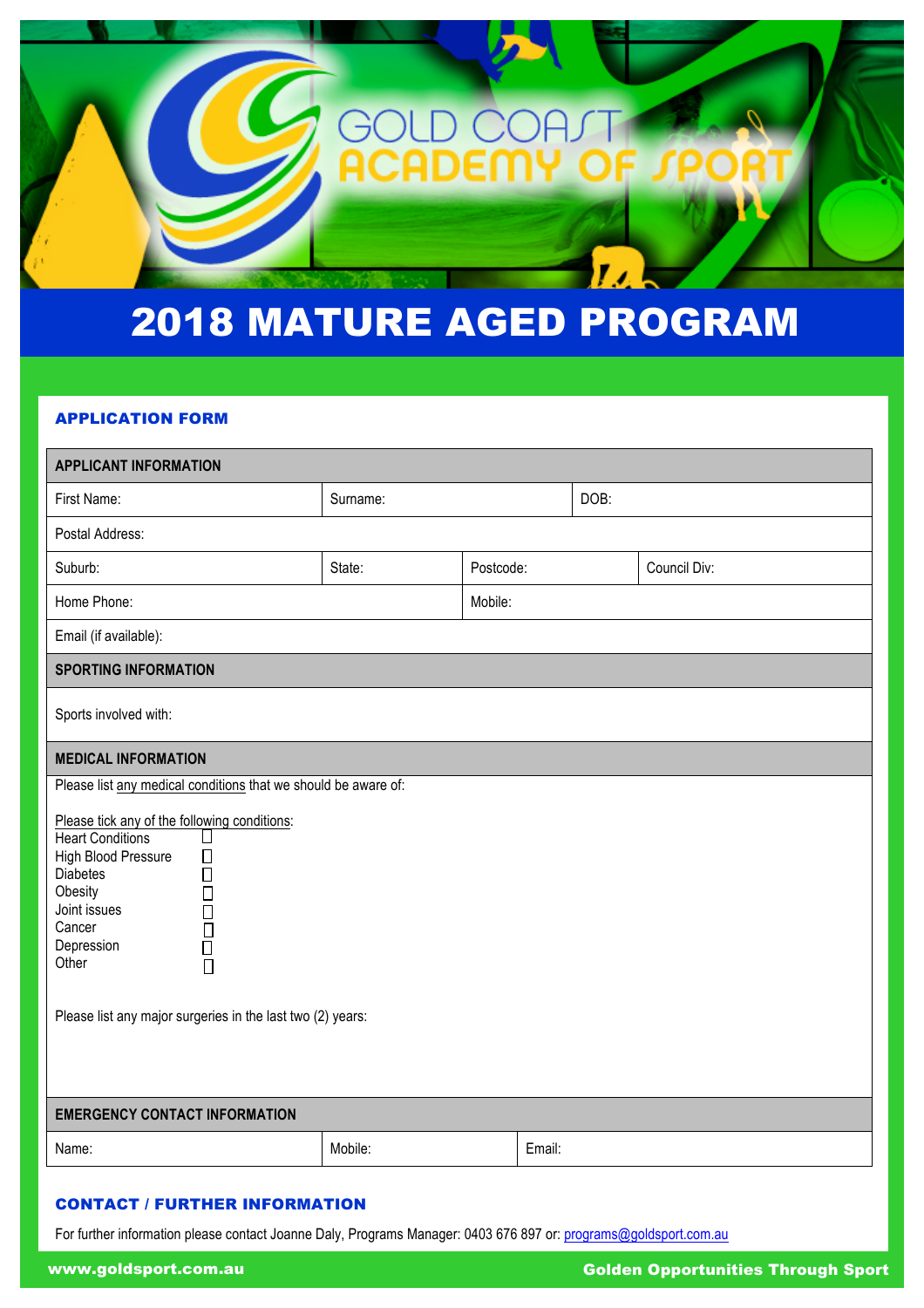GOLD COAST ACADEMY OF SPORT

# 2018 MATURE AGED PROGRAM

## APPLICATION FORM

| APPLICANT INFORMATION | | | | |
|---|---|---|---|---|
| First Name: | Surname: | | DOB: | |
| Postal Address: | | | | |
| Suburb: | State: | Postcode: | | Council Div: |
| Home Phone: | | Mobile: | | |
| Email (if available): | | | | |
| **SPORTING INFORMATION** | | | | |
| Sports involved with: | | | | |
| **MEDICAL INFORMATION** | | | | |
| Please list any medical conditions that we should be aware of:<br><br>Please tick any of the following conditions:<br>Heart Conditions ☐<br>High Blood Pressure ☐<br>Diabetes ☐<br>Obesity ☐<br>Joint issues ☐<br>Cancer ☐<br>Depression ☐<br>Other ☐<br><br>Please list any major surgeries in the last two (2) years: | | | | |
| **EMERGENCY CONTACT INFORMATION** | | | | |
| Name: | Mobile: | | Email: | |

## CONTACT / FURTHER INFORMATION

For further information please contact Joanne Daly, Programs Manager: 0403 676 897 or: programs@goldsport.com.au

www.goldsport.com.au

Golden Opportunities Through Sport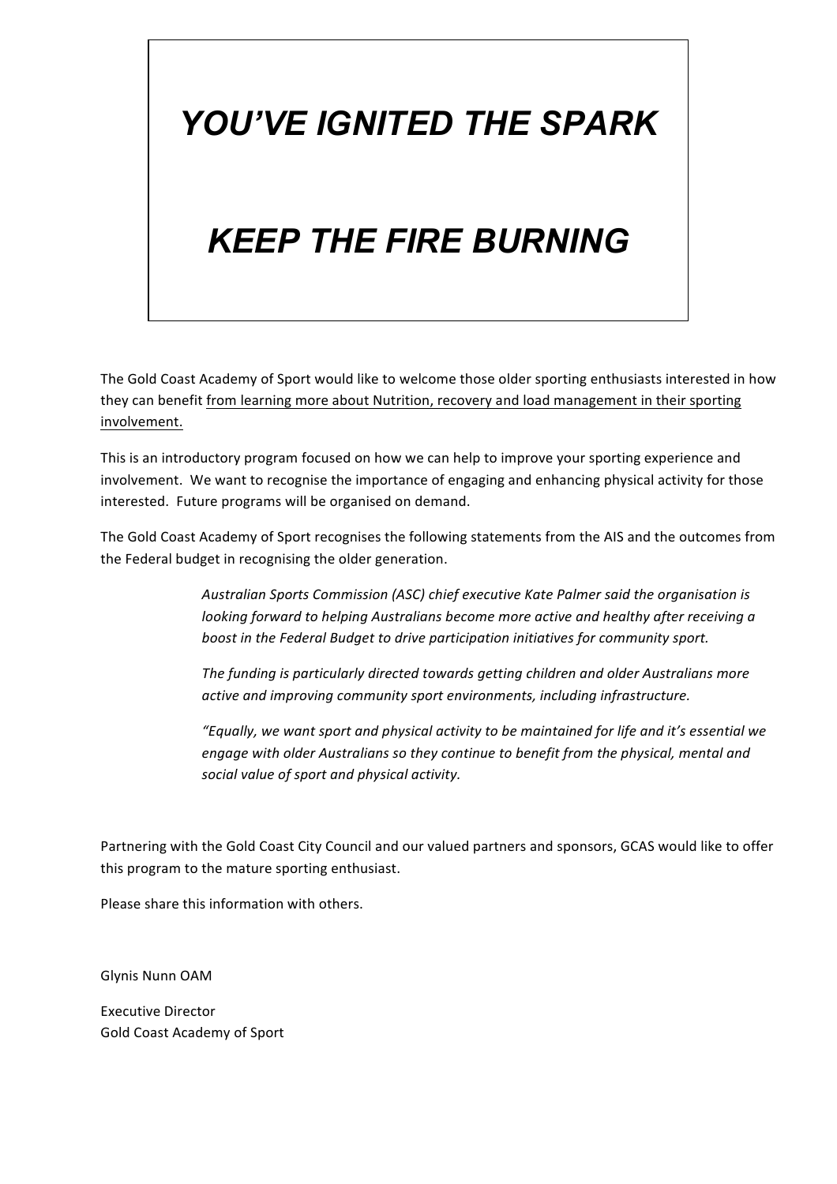# *YOU'VE IGNITED THE SPARK*

# *KEEP THE FIRE BURNING*

The Gold Coast Academy of Sport would like to welcome those older sporting enthusiasts interested in how they can benefit from learning more about Nutrition, recovery and load management in their sporting involvement.

This is an introductory program focused on how we can help to improve your sporting experience and involvement. We want to recognise the importance of engaging and enhancing physical activity for those interested. Future programs will be organised on demand.

The Gold Coast Academy of Sport recognises the following statements from the AIS and the outcomes from the Federal budget in recognising the older generation.

> *Australian Sports Commission (ASC) chief executive Kate Palmer said the organisation is looking forward to helping Australians become more active and healthy after receiving a boost in the Federal Budget to drive participation initiatives for community sport.*
>
> *The funding is particularly directed towards getting children and older Australians more active and improving community sport environments, including infrastructure.*
>
> *"Equally, we want sport and physical activity to be maintained for life and it's essential we engage with older Australians so they continue to benefit from the physical, mental and social value of sport and physical activity.*

Partnering with the Gold Coast City Council and our valued partners and sponsors, GCAS would like to offer this program to the mature sporting enthusiast.

Please share this information with others.

Glynis Nunn OAM

Executive Director
Gold Coast Academy of Sport